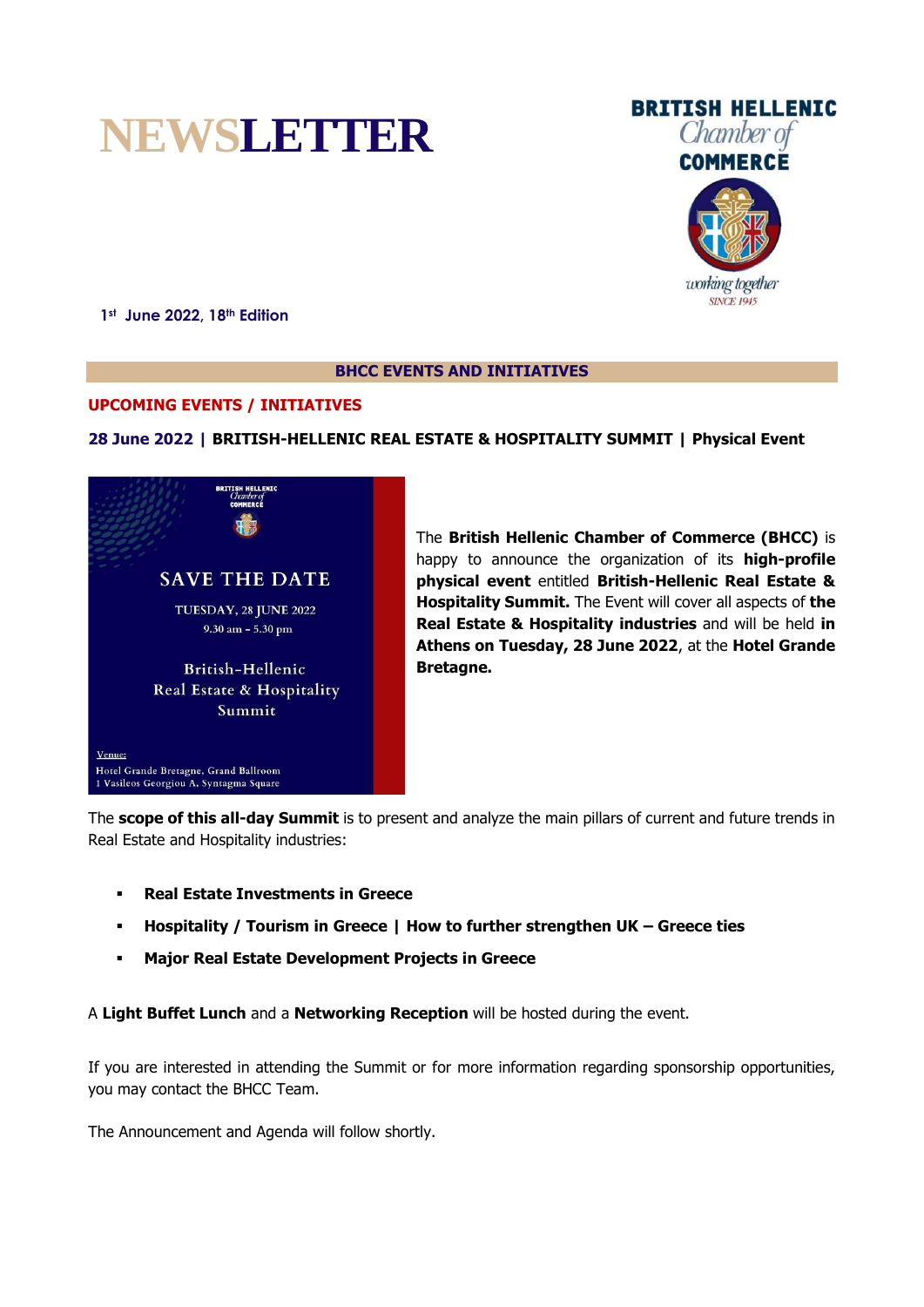# NEWSLETTER

**BRITISH HELLENIC Chamber of COMMERCE**

*working together*

SINCE 1945

1st June 2022, 18th Edition

## BHCC EVENTS AND INITIATIVES

### UPCOMING EVENTS / INITIATIVES

**28 June 2022 | BRITISH-HELLENIC REAL ESTATE & HOSPITALITY SUMMIT | Physical Event**

SAVE THE DATE

TUESDAY, 28 JUNE 2022

9.30 am – 5.30 pm

British-Hellenic Real Estate & Hospitality Summit

Venue:
Hotel Grande Bretagne, Grand Ballroom
1 Vasileos Georgiou A, Syntagma Square

The **British Hellenic Chamber of Commerce (BHCC)** is happy to announce the organization of its **high-profile physical event** entitled **British-Hellenic Real Estate & Hospitality Summit.** The Event will cover all aspects of **the Real Estate & Hospitality industries** and will be held **in Athens on Tuesday, 28 June 2022**, at the **Hotel Grande Bretagne.**

The **scope of this all-day Summit** is to present and analyze the main pillars of current and future trends in Real Estate and Hospitality industries:

- **Real Estate Investments in Greece**
- **Hospitality / Tourism in Greece | How to further strengthen UK – Greece ties**
- **Major Real Estate Development Projects in Greece**

A **Light Buffet Lunch** and a **Networking Reception** will be hosted during the event.

If you are interested in attending the Summit or for more information regarding sponsorship opportunities, you may contact the BHCC Team.

The Announcement and Agenda will follow shortly.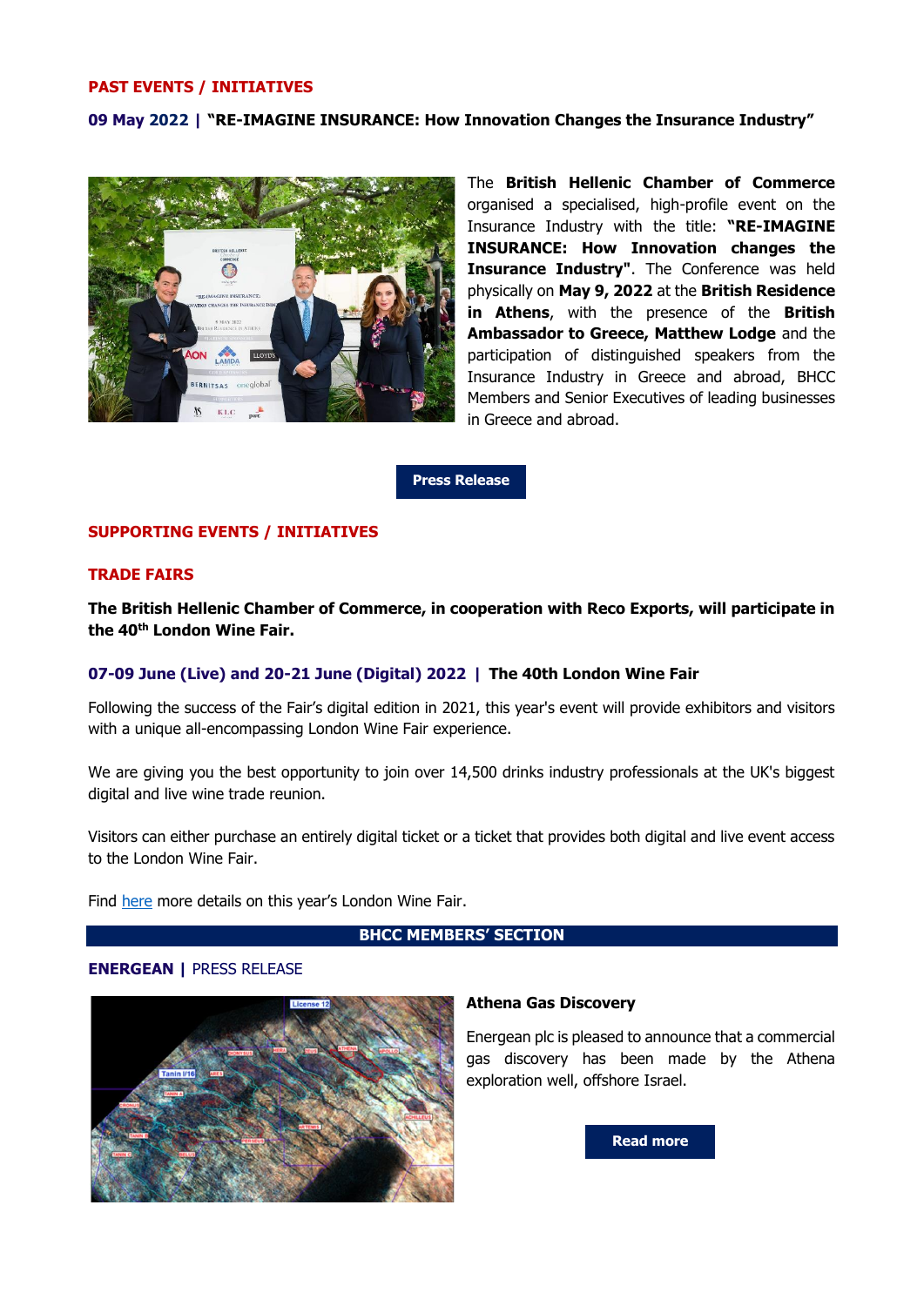## PAST EVENTS / INITIATIVES

**09 May 2022 | "RE-IMAGINE INSURANCE: How Innovation Changes the Insurance Industry"**

The **British Hellenic Chamber of Commerce** organised a specialised, high-profile event on the Insurance Industry with the title: **"RE-IMAGINE INSURANCE: How Innovation changes the Insurance Industry"**. The Conference was held physically on **May 9, 2022** at the **British Residence in Athens**, with the presence of the **British Ambassador to Greece, Matthew Lodge** and the participation of distinguished speakers from the Insurance Industry in Greece and abroad, BHCC Members and Senior Executives of leading businesses in Greece and abroad.

**Press Release**

## SUPPORTING EVENTS / INITIATIVES

### TRADE FAIRS

**The British Hellenic Chamber of Commerce, in cooperation with Reco Exports, will participate in the 40th London Wine Fair.**

**07-09 June (Live) and 20-21 June (Digital) 2022 | The 40th London Wine Fair**

Following the success of the Fair's digital edition in 2021, this year's event will provide exhibitors and visitors with a unique all-encompassing London Wine Fair experience.

We are giving you the best opportunity to join over 14,500 drinks industry professionals at the UK's biggest digital and live wine trade reunion.

Visitors can either purchase an entirely digital ticket or a ticket that provides both digital and live event access to the London Wine Fair.

Find here more details on this year's London Wine Fair.

## BHCC MEMBERS' SECTION

**ENERGEAN |** PRESS RELEASE

**Athena Gas Discovery**

Energean plc is pleased to announce that a commercial gas discovery has been made by the Athena exploration well, offshore Israel.

**Read more**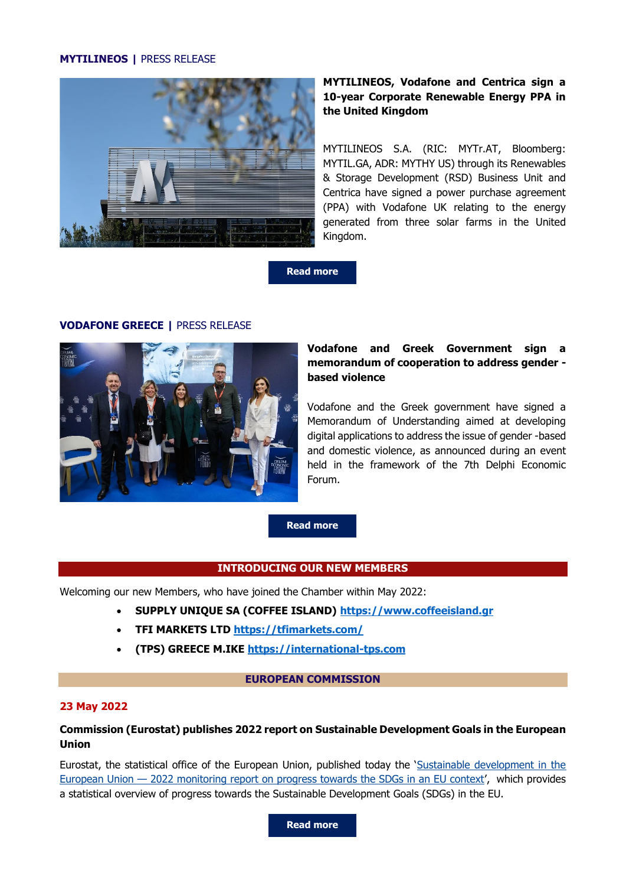**MYTILINEOS |** PRESS RELEASE

**MYTILINEOS, Vodafone and Centrica sign a 10-year Corporate Renewable Energy PPA in the United Kingdom**

MYTILINEOS S.A. (RIC: MYTr.AT, Bloomberg: MYTIL.GA, ADR: MYTHY US) through its Renewables & Storage Development (RSD) Business Unit and Centrica have signed a power purchase agreement (PPA) with Vodafone UK relating to the energy generated from three solar farms in the United Kingdom.

**Read more**

**VODAFONE GREECE |** PRESS RELEASE

**Vodafone and Greek Government sign a memorandum of cooperation to address gender - based violence**

Vodafone and the Greek government have signed a Memorandum of Understanding aimed at developing digital applications to address the issue of gender -based and domestic violence, as announced during an event held in the framework of the 7th Delphi Economic Forum.

**Read more**

## INTRODUCING OUR NEW MEMBERS

Welcoming our new Members, who have joined the Chamber within May 2022:

- **SUPPLY UNIQUE SA (COFFEE ISLAND) https://www.coffeeisland.gr**
- **TFI MARKETS LTD https://tfimarkets.com/**
- **(TPS) GREECE M.IKE https://international-tps.com**

## EUROPEAN COMMISSION

**23 May 2022**

**Commission (Eurostat) publishes 2022 report on Sustainable Development Goals in the European Union**

Eurostat, the statistical office of the European Union, published today the 'Sustainable development in the European Union — 2022 monitoring report on progress towards the SDGs in an EU context', which provides a statistical overview of progress towards the Sustainable Development Goals (SDGs) in the EU.

**Read more**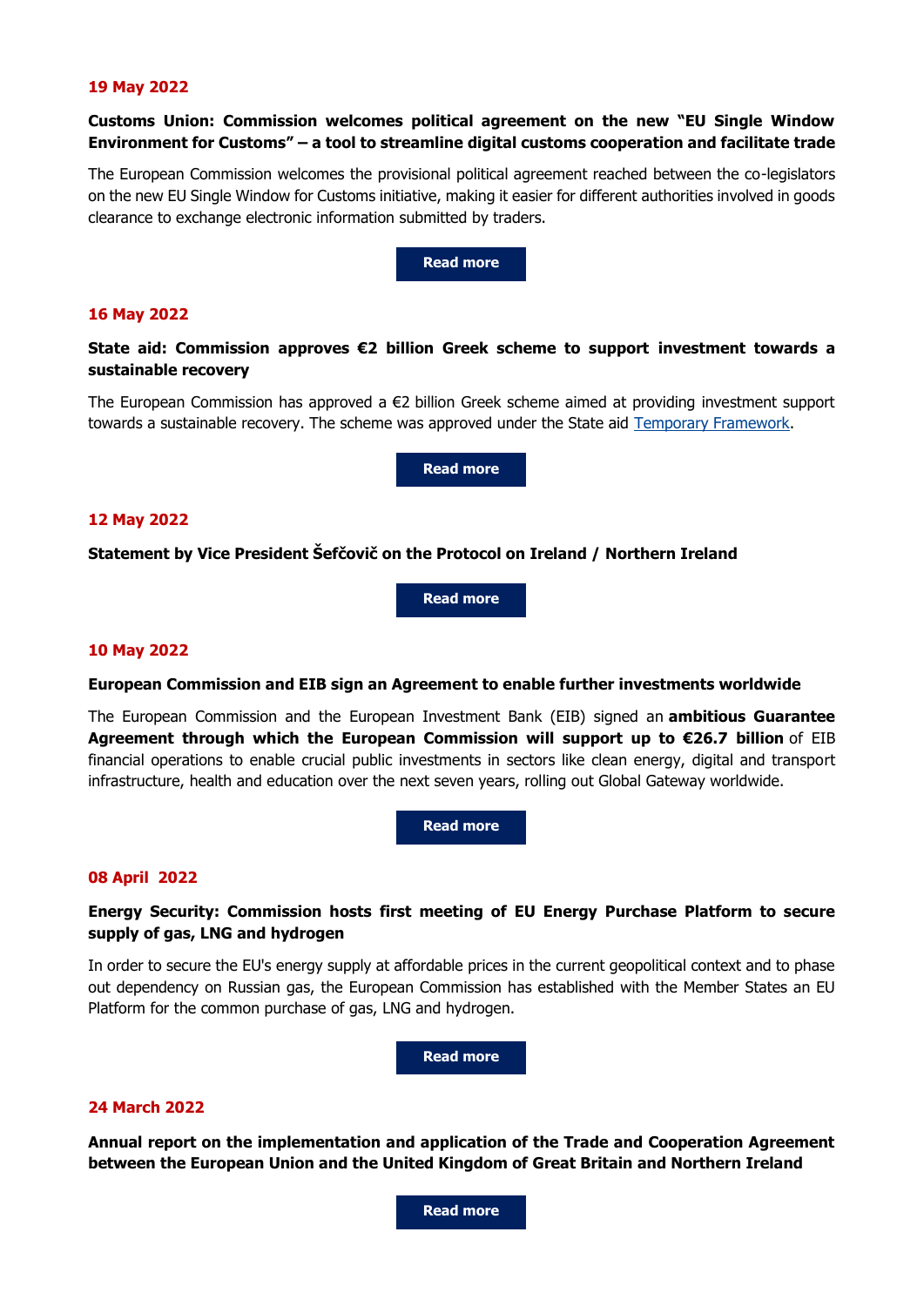**19 May 2022**

**Customs Union: Commission welcomes political agreement on the new "EU Single Window Environment for Customs" – a tool to streamline digital customs cooperation and facilitate trade**

The European Commission welcomes the provisional political agreement reached between the co-legislators on the new EU Single Window for Customs initiative, making it easier for different authorities involved in goods clearance to exchange electronic information submitted by traders.

**Read more**

**16 May 2022**

**State aid: Commission approves €2 billion Greek scheme to support investment towards a sustainable recovery**

The European Commission has approved a €2 billion Greek scheme aimed at providing investment support towards a sustainable recovery. The scheme was approved under the State aid Temporary Framework.

**Read more**

**12 May 2022**

**Statement by Vice President Šefčovič on the Protocol on Ireland / Northern Ireland**

**Read more**

**10 May 2022**

**European Commission and EIB sign an Agreement to enable further investments worldwide**

The European Commission and the European Investment Bank (EIB) signed an **ambitious Guarantee Agreement through which the European Commission will support up to €26.7 billion** of EIB financial operations to enable crucial public investments in sectors like clean energy, digital and transport infrastructure, health and education over the next seven years, rolling out Global Gateway worldwide.

**Read more**

**08 April 2022**

**Energy Security: Commission hosts first meeting of EU Energy Purchase Platform to secure supply of gas, LNG and hydrogen**

In order to secure the EU's energy supply at affordable prices in the current geopolitical context and to phase out dependency on Russian gas, the European Commission has established with the Member States an EU Platform for the common purchase of gas, LNG and hydrogen.

**Read more**

**24 March 2022**

**Annual report on the implementation and application of the Trade and Cooperation Agreement between the European Union and the United Kingdom of Great Britain and Northern Ireland**

**Read more**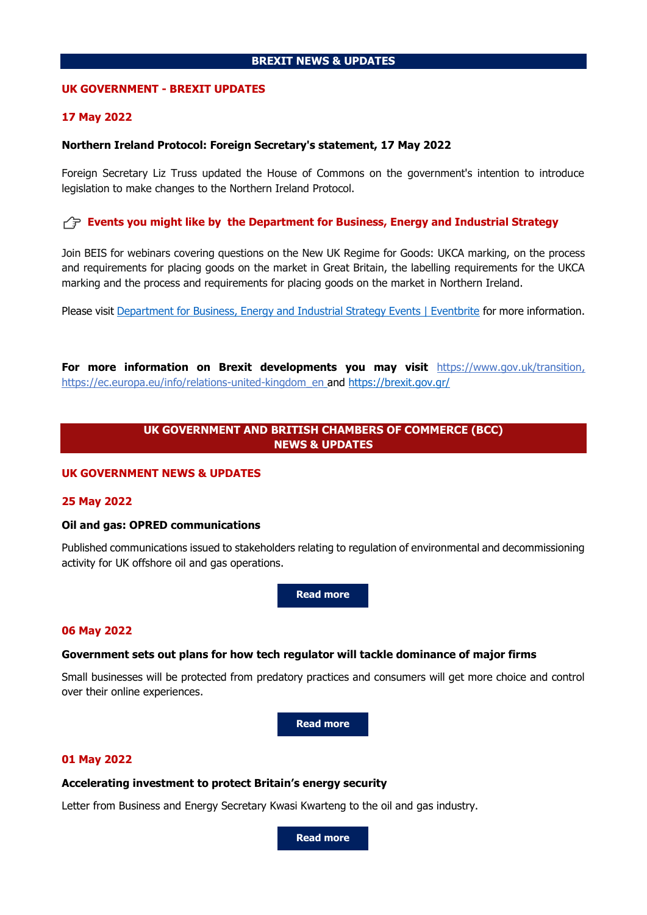## BREXIT NEWS & UPDATES

### UK GOVERNMENT - BREXIT UPDATES

**17 May 2022**

**Northern Ireland Protocol: Foreign Secretary's statement, 17 May 2022**

Foreign Secretary Liz Truss updated the House of Commons on the government's intention to introduce legislation to make changes to the Northern Ireland Protocol.

**☞ Events you might like by the Department for Business, Energy and Industrial Strategy**

Join BEIS for webinars covering questions on the New UK Regime for Goods: UKCA marking, on the process and requirements for placing goods on the market in Great Britain, the labelling requirements for the UKCA marking and the process and requirements for placing goods on the market in Northern Ireland.

Please visit [Department for Business, Energy and Industrial Strategy Events | Eventbrite]() for more information.

**For more information on Brexit developments you may visit** https://www.gov.uk/transition, https://ec.europa.eu/info/relations-united-kingdom_en and https://brexit.gov.gr/

## UK GOVERNMENT AND BRITISH CHAMBERS OF COMMERCE (BCC) NEWS & UPDATES

### UK GOVERNMENT NEWS & UPDATES

**25 May 2022**

**Oil and gas: OPRED communications**

Published communications issued to stakeholders relating to regulation of environmental and decommissioning activity for UK offshore oil and gas operations.

**Read more**

**06 May 2022**

**Government sets out plans for how tech regulator will tackle dominance of major firms**

Small businesses will be protected from predatory practices and consumers will get more choice and control over their online experiences.

**Read more**

**01 May 2022**

**Accelerating investment to protect Britain's energy security**

Letter from Business and Energy Secretary Kwasi Kwarteng to the oil and gas industry.

**Read more**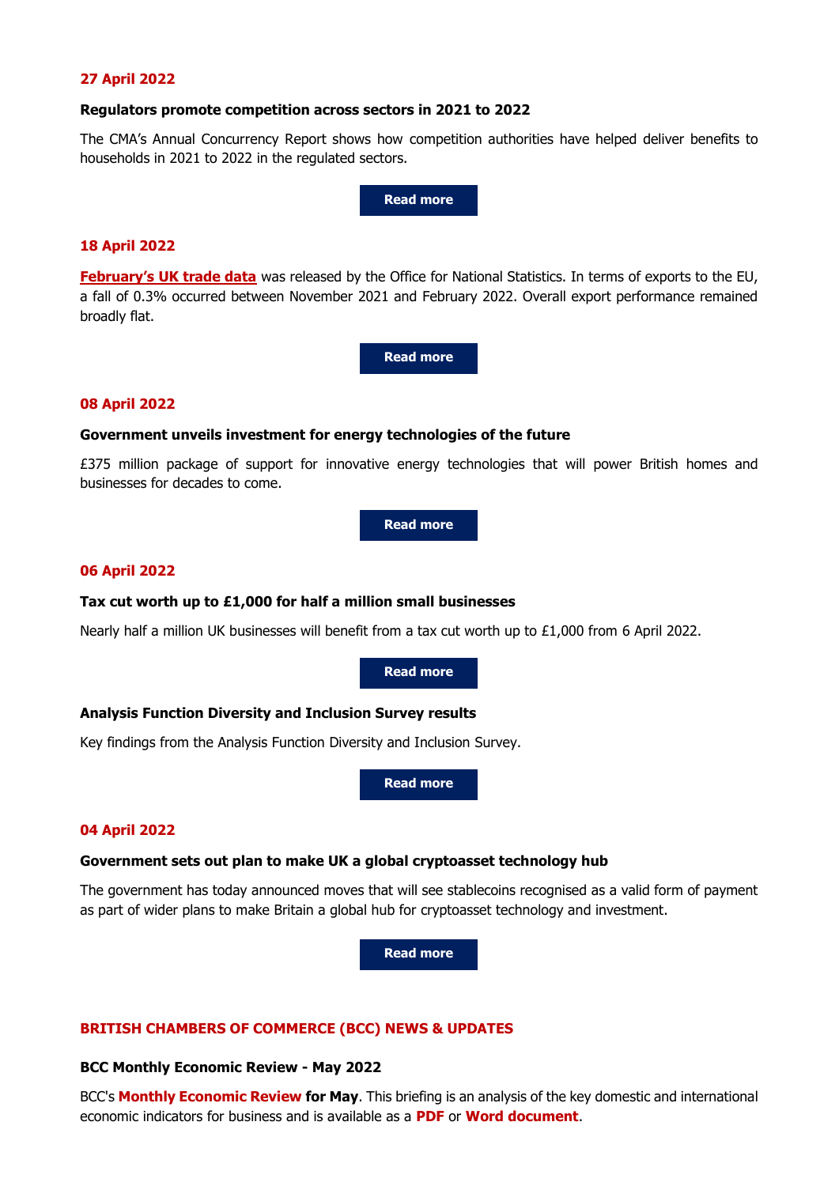**27 April 2022**

**Regulators promote competition across sectors in 2021 to 2022**

The CMA's Annual Concurrency Report shows how competition authorities have helped deliver benefits to households in 2021 to 2022 in the regulated sectors.

**Read more**

**18 April 2022**

**February's UK trade data** was released by the Office for National Statistics. In terms of exports to the EU, a fall of 0.3% occurred between November 2021 and February 2022. Overall export performance remained broadly flat.

**Read more**

**08 April 2022**

**Government unveils investment for energy technologies of the future**

£375 million package of support for innovative energy technologies that will power British homes and businesses for decades to come.

**Read more**

**06 April 2022**

**Tax cut worth up to £1,000 for half a million small businesses**

Nearly half a million UK businesses will benefit from a tax cut worth up to £1,000 from 6 April 2022.

**Read more**

**Analysis Function Diversity and Inclusion Survey results**

Key findings from the Analysis Function Diversity and Inclusion Survey.

**Read more**

**04 April 2022**

**Government sets out plan to make UK a global cryptoasset technology hub**

The government has today announced moves that will see stablecoins recognised as a valid form of payment as part of wider plans to make Britain a global hub for cryptoasset technology and investment.

**Read more**

## BRITISH CHAMBERS OF COMMERCE (BCC) NEWS & UPDATES

**BCC Monthly Economic Review - May 2022**

BCC's **Monthly Economic Review for May**. This briefing is an analysis of the key domestic and international economic indicators for business and is available as a **PDF** or **Word document**.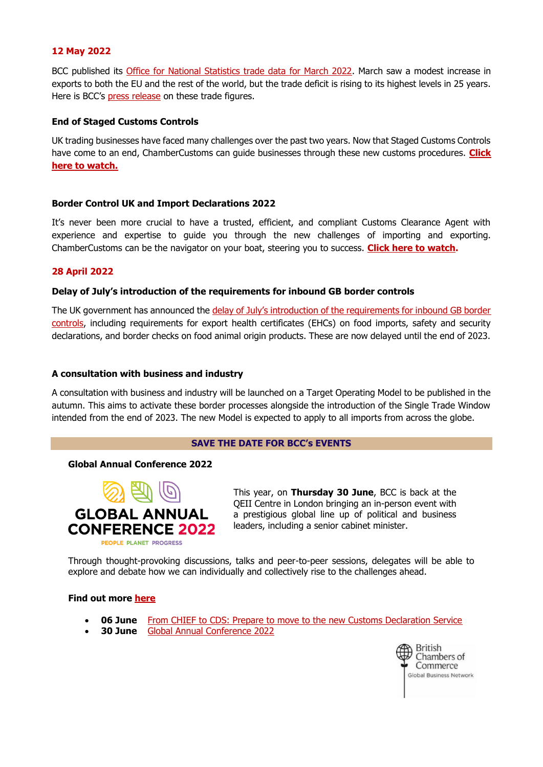**12 May 2022**

BCC published its Office for National Statistics trade data for March 2022. March saw a modest increase in exports to both the EU and the rest of the world, but the trade deficit is rising to its highest levels in 25 years. Here is BCC's press release on these trade figures.

**End of Staged Customs Controls**

UK trading businesses have faced many challenges over the past two years. Now that Staged Customs Controls have come to an end, ChamberCustoms can guide businesses through these new customs procedures. **Click here to watch.**

**Border Control UK and Import Declarations 2022**

It's never been more crucial to have a trusted, efficient, and compliant Customs Clearance Agent with experience and expertise to guide you through the new challenges of importing and exporting. ChamberCustoms can be the navigator on your boat, steering you to success. **Click here to watch.**

**28 April 2022**

**Delay of July's introduction of the requirements for inbound GB border controls**

The UK government has announced the delay of July's introduction of the requirements for inbound GB border controls, including requirements for export health certificates (EHCs) on food imports, safety and security declarations, and border checks on food animal origin products. These are now delayed until the end of 2023.

**A consultation with business and industry**

A consultation with business and industry will be launched on a Target Operating Model to be published in the autumn. This aims to activate these border processes alongside the introduction of the Single Trade Window intended from the end of 2023. The new Model is expected to apply to all imports from across the globe.

**SAVE THE DATE FOR BCC's EVENTS**

**Global Annual Conference 2022**

GLOBAL ANNUAL CONFERENCE 2022

PEOPLE PLANET PROGRESS

This year, on **Thursday 30 June**, BCC is back at the QEII Centre in London bringing an in-person event with a prestigious global line up of political and business leaders, including a senior cabinet minister.

Through thought-provoking discussions, talks and peer-to-peer sessions, delegates will be able to explore and debate how we can individually and collectively rise to the challenges ahead.

**Find out more here**

- **06 June** From CHIEF to CDS: Prepare to move to the new Customs Declaration Service
- **30 June** Global Annual Conference 2022

British Chambers of Commerce
Global Business Network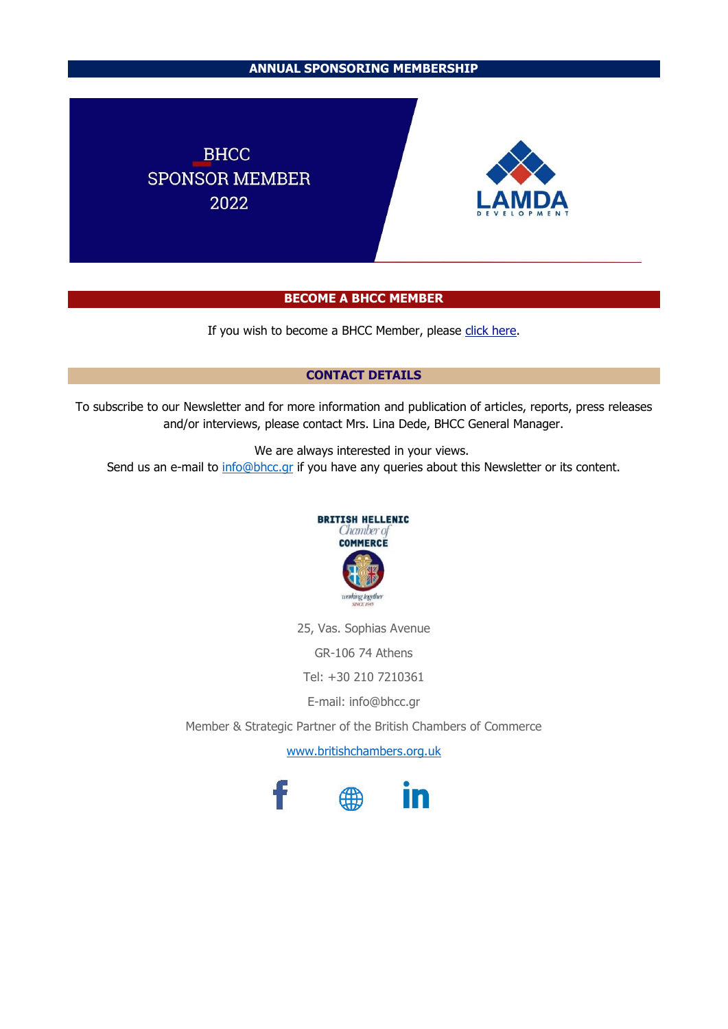## ANNUAL SPONSORING MEMBERSHIP

BHCC SPONSOR MEMBER 2022

LAMDA DEVELOPMENT

## BECOME A BHCC MEMBER

If you wish to become a BHCC Member, please click here.

## CONTACT DETAILS

To subscribe to our Newsletter and for more information and publication of articles, reports, press releases and/or interviews, please contact Mrs. Lina Dede, BHCC General Manager.

We are always interested in your views.
Send us an e-mail to info@bhcc.gr if you have any queries about this Newsletter or its content.

BRITISH HELLENIC Chamber of COMMERCE

working together SINCE 1945

25, Vas. Sophias Avenue

GR-106 74 Athens

Tel: +30 210 7210361

E-mail: info@bhcc.gr

Member & Strategic Partner of the British Chambers of Commerce

www.britishchambers.org.uk